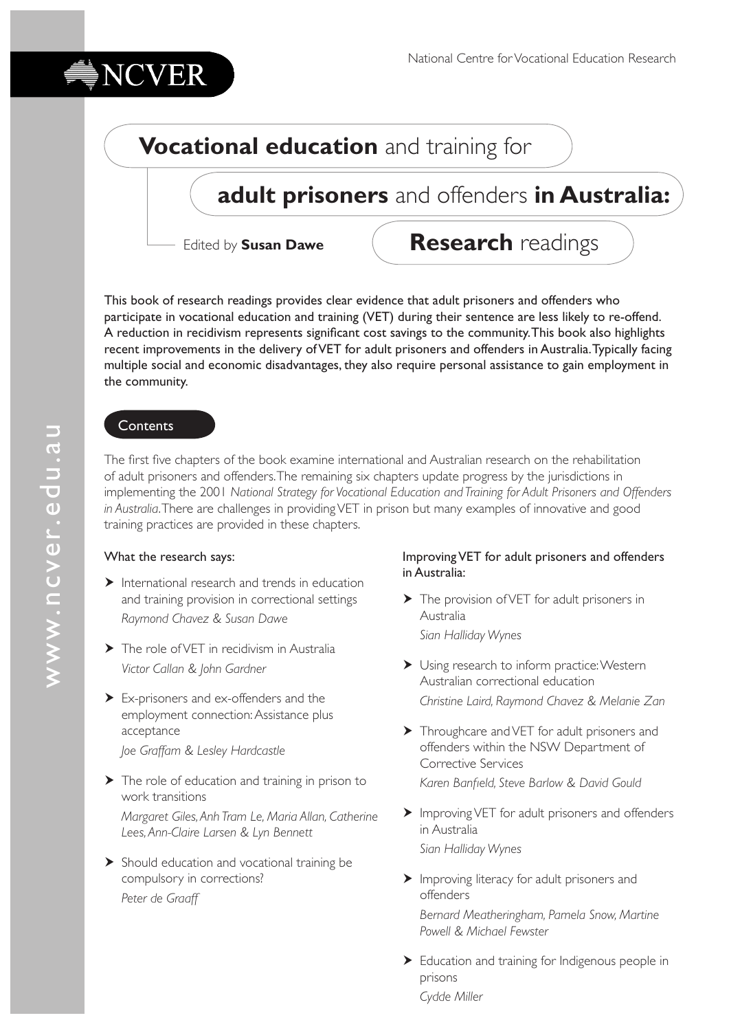NCVER

National Centre for Vocational Education Research

# **Vocational education** and training for **adult prisoners** and offenders **in Australia:** **Research** readings

Edited by **Susan Dawe**

This book of research readings provides clear evidence that adult prisoners and offenders who participate in vocational education and training (VET) during their sentence are less likely to re-offend. A reduction in recidivism represents significant cost savings to the community. This book also highlights recent improvements in the delivery of VET for adult prisoners and offenders in Australia. Typically facing multiple social and economic disadvantages, they also require personal assistance to gain employment in the community.

## Contents

The first five chapters of the book examine international and Australian research on the rehabilitation of adult prisoners and offenders. The remaining six chapters update progress by the jurisdictions in implementing the 2001 *National Strategy for Vocational Education and Training for Adult Prisoners and Offenders in Australia*. There are challenges in providing VET in prison but many examples of innovative and good training practices are provided in these chapters.

### What the research says:

- International research and trends in education and training provision in correctional settings
  *Raymond Chavez & Susan Dawe*
- The role of VET in recidivism in Australia
  *Victor Callan & John Gardner*
- Ex-prisoners and ex-offenders and the employment connection: Assistance plus acceptance
  *Joe Graffam & Lesley Hardcastle*
- The role of education and training in prison to work transitions
  *Margaret Giles, Anh Tram Le, Maria Allan, Catherine Lees, Ann-Claire Larsen & Lyn Bennett*
- Should education and vocational training be compulsory in corrections?
  *Peter de Graaff*

### Improving VET for adult prisoners and offenders in Australia:

- The provision of VET for adult prisoners in Australia
  *Sian Halliday Wynes*
- Using research to inform practice: Western Australian correctional education
  *Christine Laird, Raymond Chavez & Melanie Zan*
- Throughcare and VET for adult prisoners and offenders within the NSW Department of Corrective Services
  *Karen Banfield, Steve Barlow & David Gould*
- Improving VET for adult prisoners and offenders in Australia
  *Sian Halliday Wynes*
- Improving literacy for adult prisoners and offenders
  *Bernard Meatheringham, Pamela Snow, Martine Powell & Michael Fewster*
- Education and training for Indigenous people in prisons
  *Cydde Miller*

www.ncver.edu.au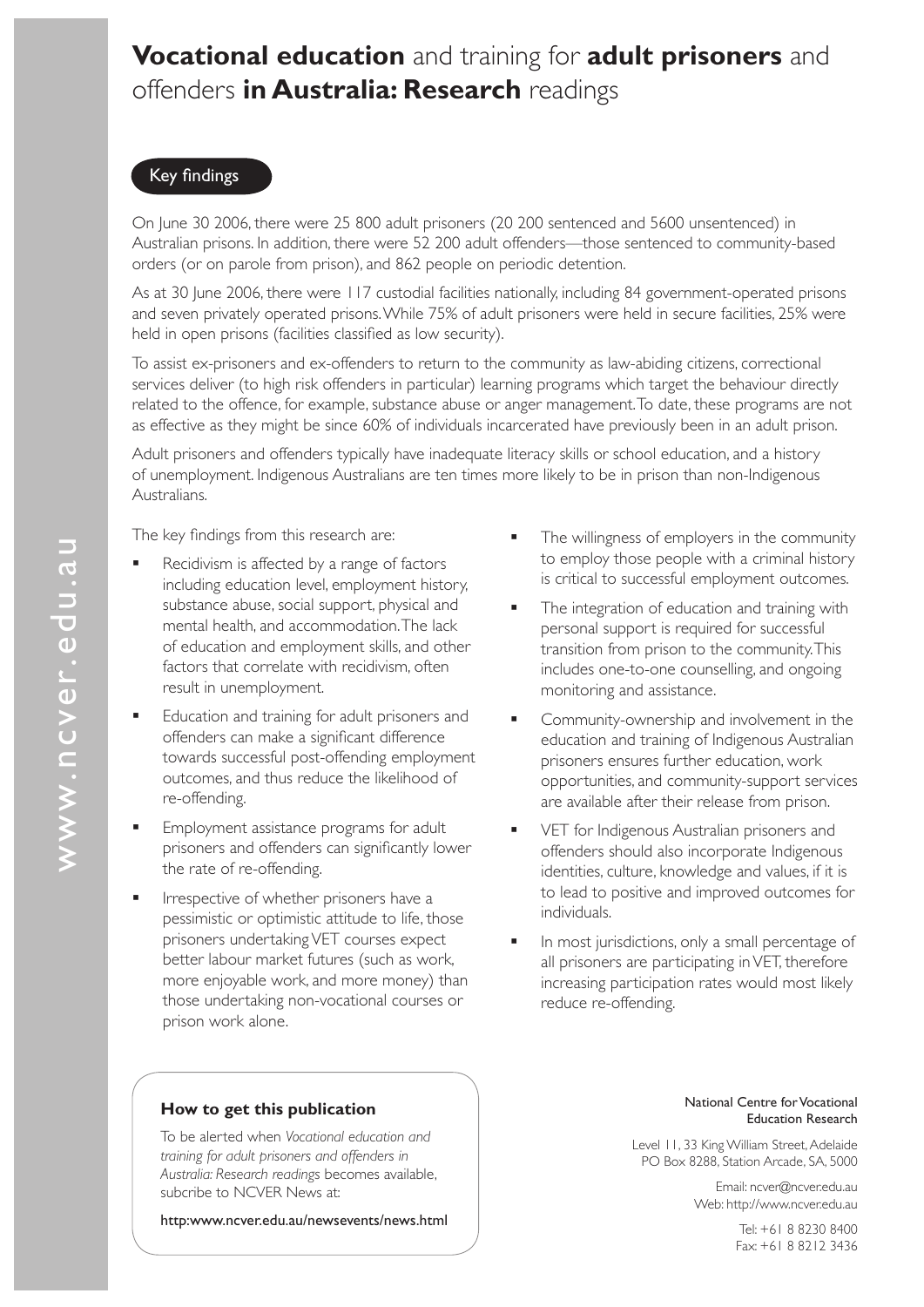# **Vocational education** and training for **adult prisoners** and offenders **in Australia: Research** readings

## Key findings

On June 30 2006, there were 25 800 adult prisoners (20 200 sentenced and 5600 unsentenced) in Australian prisons. In addition, there were 52 200 adult offenders—those sentenced to community-based orders (or on parole from prison), and 862 people on periodic detention.

As at 30 June 2006, there were 117 custodial facilities nationally, including 84 government-operated prisons and seven privately operated prisons. While 75% of adult prisoners were held in secure facilities, 25% were held in open prisons (facilities classified as low security).

To assist ex-prisoners and ex-offenders to return to the community as law-abiding citizens, correctional services deliver (to high risk offenders in particular) learning programs which target the behaviour directly related to the offence, for example, substance abuse or anger management. To date, these programs are not as effective as they might be since 60% of individuals incarcerated have previously been in an adult prison.

Adult prisoners and offenders typically have inadequate literacy skills or school education, and a history of unemployment. Indigenous Australians are ten times more likely to be in prison than non-Indigenous Australians.

The key findings from this research are:

- Recidivism is affected by a range of factors including education level, employment history, substance abuse, social support, physical and mental health, and accommodation. The lack of education and employment skills, and other factors that correlate with recidivism, often result in unemployment.
- Education and training for adult prisoners and offenders can make a significant difference towards successful post-offending employment outcomes, and thus reduce the likelihood of re-offending.
- Employment assistance programs for adult prisoners and offenders can significantly lower the rate of re-offending.
- Irrespective of whether prisoners have a pessimistic or optimistic attitude to life, those prisoners undertaking VET courses expect better labour market futures (such as work, more enjoyable work, and more money) than those undertaking non-vocational courses or prison work alone.
- The willingness of employers in the community to employ those people with a criminal history is critical to successful employment outcomes.
- The integration of education and training with personal support is required for successful transition from prison to the community. This includes one-to-one counselling, and ongoing monitoring and assistance.
- Community-ownership and involvement in the education and training of Indigenous Australian prisoners ensures further education, work opportunities, and community-support services are available after their release from prison.
- VET for Indigenous Australian prisoners and offenders should also incorporate Indigenous identities, culture, knowledge and values, if it is to lead to positive and improved outcomes for individuals.
- In most jurisdictions, only a small percentage of all prisoners are participating in VET, therefore increasing participation rates would most likely reduce re-offending.

### How to get this publication

To be alerted when *Vocational education and training for adult prisoners and offenders in Australia: Research readings* becomes available, subcribe to NCVER News at:

http:www.ncver.edu.au/newsevents/news.html

National Centre for Vocational Education Research

Level 11, 33 King William Street, Adelaide
PO Box 8288, Station Arcade, SA, 5000

Email: ncver@ncver.edu.au
Web: http://www.ncver.edu.au

Tel: +61 8 8230 8400
Fax: +61 8 8212 3436

www.ncver.edu.au